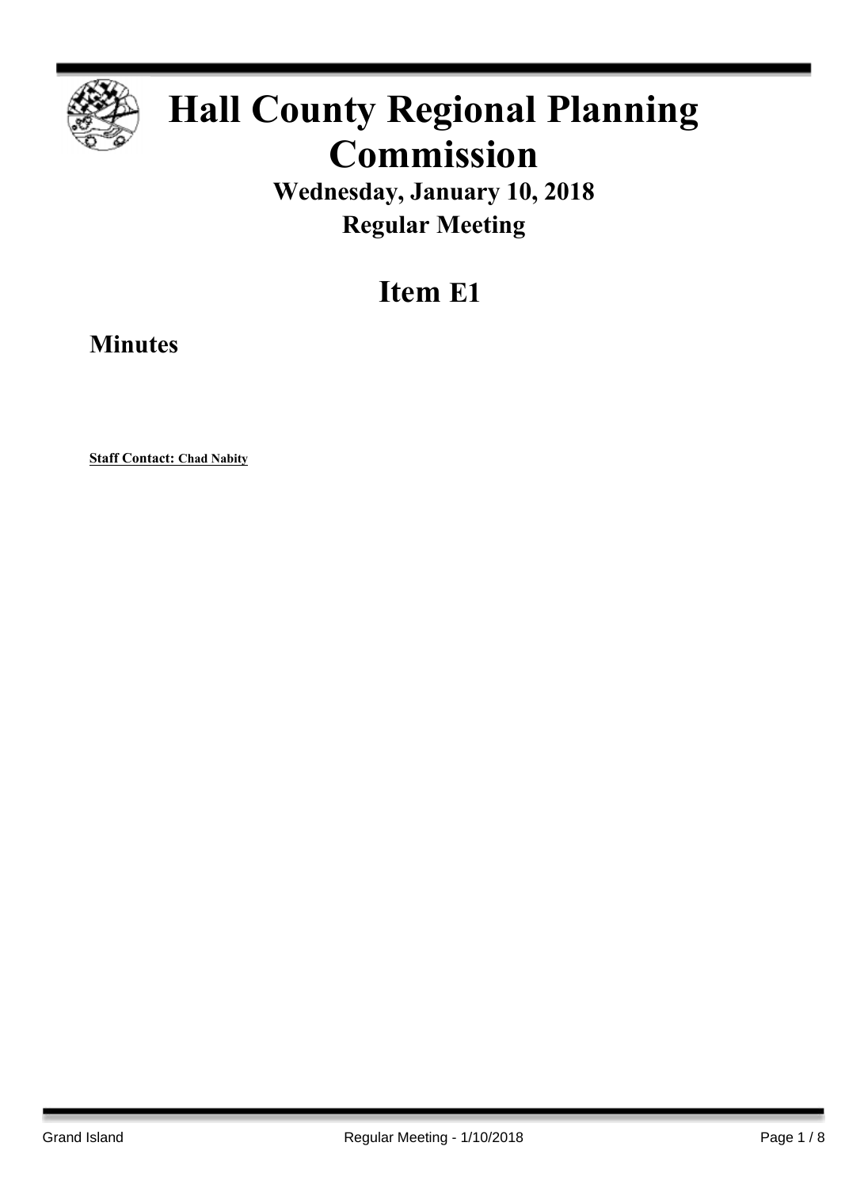# Hall County Regional Planning Commission

## Wednesday, January 10, 2018
## Regular Meeting

# Item E1

## Minutes

**Staff Contact: Chad Nabity**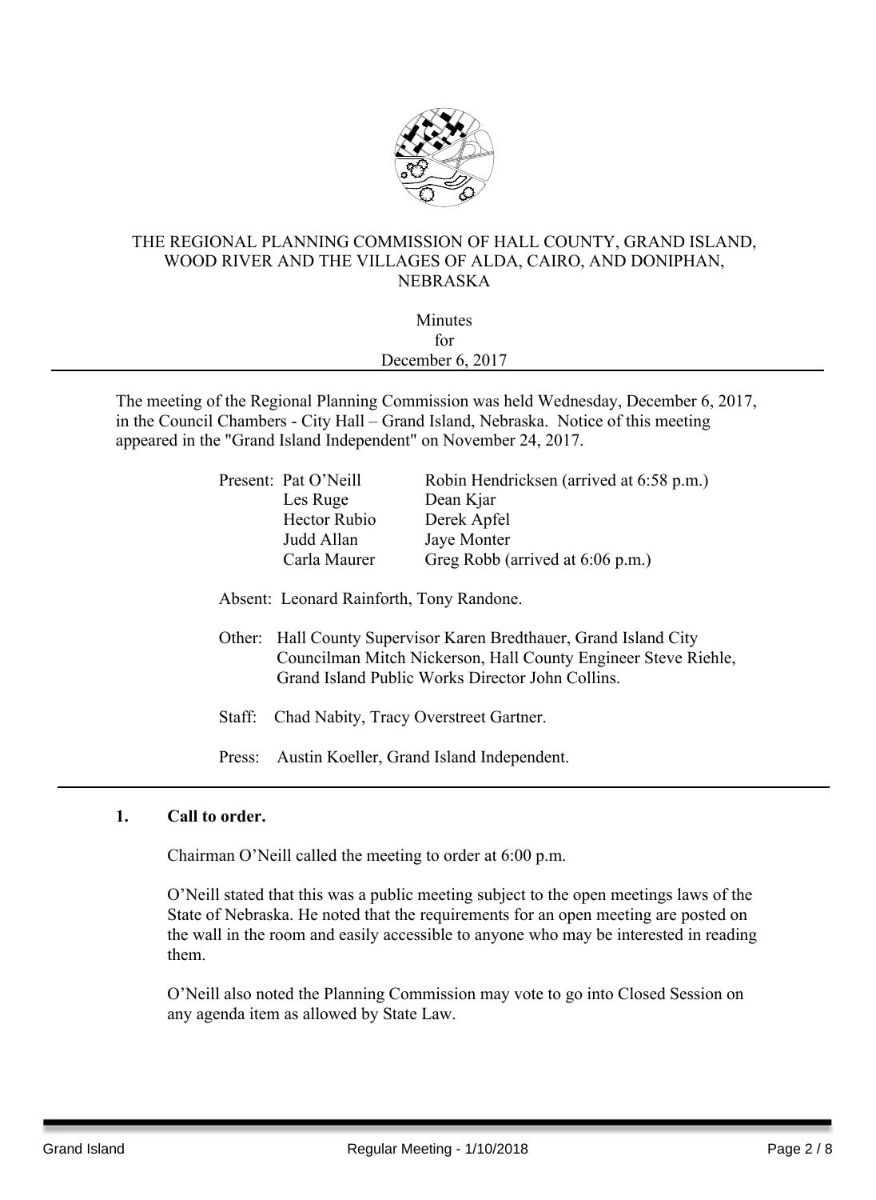THE REGIONAL PLANNING COMMISSION OF HALL COUNTY, GRAND ISLAND, WOOD RIVER AND THE VILLAGES OF ALDA, CAIRO, AND DONIPHAN, NEBRASKA

Minutes
for
December 6, 2017

---

The meeting of the Regional Planning Commission was held Wednesday, December 6, 2017, in the Council Chambers - City Hall – Grand Island, Nebraska. Notice of this meeting appeared in the "Grand Island Independent" on November 24, 2017.

| Present: | | |
|---|---|---|
| | Pat O'Neill | Robin Hendricksen (arrived at 6:58 p.m.) |
| | Les Ruge | Dean Kjar |
| | Hector Rubio | Derek Apfel |
| | Judd Allan | Jaye Monter |
| | Carla Maurer | Greg Robb (arrived at 6:06 p.m.) |

Absent: Leonard Rainforth, Tony Randone.

Other: Hall County Supervisor Karen Bredthauer, Grand Island City Councilman Mitch Nickerson, Hall County Engineer Steve Riehle, Grand Island Public Works Director John Collins.

Staff: Chad Nabity, Tracy Overstreet Gartner.

Press: Austin Koeller, Grand Island Independent.

---

**1. Call to order.**

Chairman O'Neill called the meeting to order at 6:00 p.m.

O'Neill stated that this was a public meeting subject to the open meetings laws of the State of Nebraska. He noted that the requirements for an open meeting are posted on the wall in the room and easily accessible to anyone who may be interested in reading them.

O'Neill also noted the Planning Commission may vote to go into Closed Session on any agenda item as allowed by State Law.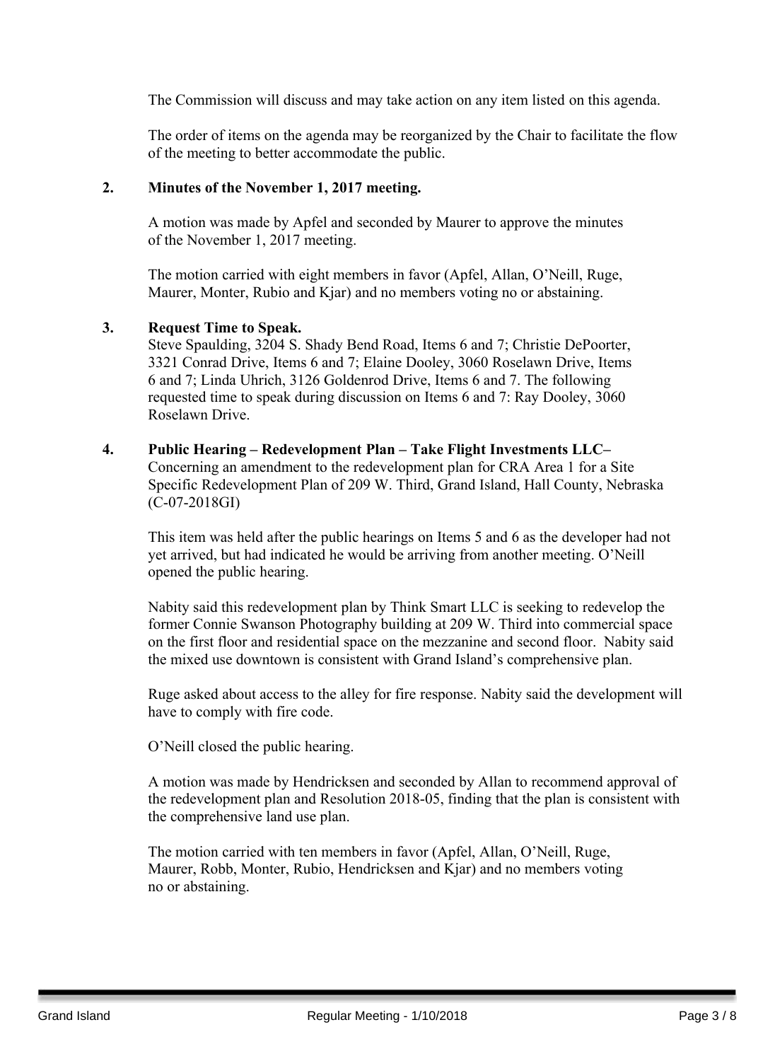The Commission will discuss and may take action on any item listed on this agenda.

The order of items on the agenda may be reorganized by the Chair to facilitate the flow of the meeting to better accommodate the public.

**2. Minutes of the November 1, 2017 meeting.**

A motion was made by Apfel and seconded by Maurer to approve the minutes of the November 1, 2017 meeting.

The motion carried with eight members in favor (Apfel, Allan, O'Neill, Ruge, Maurer, Monter, Rubio and Kjar) and no members voting no or abstaining.

**3. Request Time to Speak.**

Steve Spaulding, 3204 S. Shady Bend Road, Items 6 and 7; Christie DePoorter, 3321 Conrad Drive, Items 6 and 7; Elaine Dooley, 3060 Roselawn Drive, Items 6 and 7; Linda Uhrich, 3126 Goldenrod Drive, Items 6 and 7. The following requested time to speak during discussion on Items 6 and 7: Ray Dooley, 3060 Roselawn Drive.

**4. Public Hearing – Redevelopment Plan – Take Flight Investments LLC–** Concerning an amendment to the redevelopment plan for CRA Area 1 for a Site Specific Redevelopment Plan of 209 W. Third, Grand Island, Hall County, Nebraska (C-07-2018GI)

This item was held after the public hearings on Items 5 and 6 as the developer had not yet arrived, but had indicated he would be arriving from another meeting. O'Neill opened the public hearing.

Nabity said this redevelopment plan by Think Smart LLC is seeking to redevelop the former Connie Swanson Photography building at 209 W. Third into commercial space on the first floor and residential space on the mezzanine and second floor. Nabity said the mixed use downtown is consistent with Grand Island's comprehensive plan.

Ruge asked about access to the alley for fire response. Nabity said the development will have to comply with fire code.

O'Neill closed the public hearing.

A motion was made by Hendricksen and seconded by Allan to recommend approval of the redevelopment plan and Resolution 2018-05, finding that the plan is consistent with the comprehensive land use plan.

The motion carried with ten members in favor (Apfel, Allan, O'Neill, Ruge, Maurer, Robb, Monter, Rubio, Hendricksen and Kjar) and no members voting no or abstaining.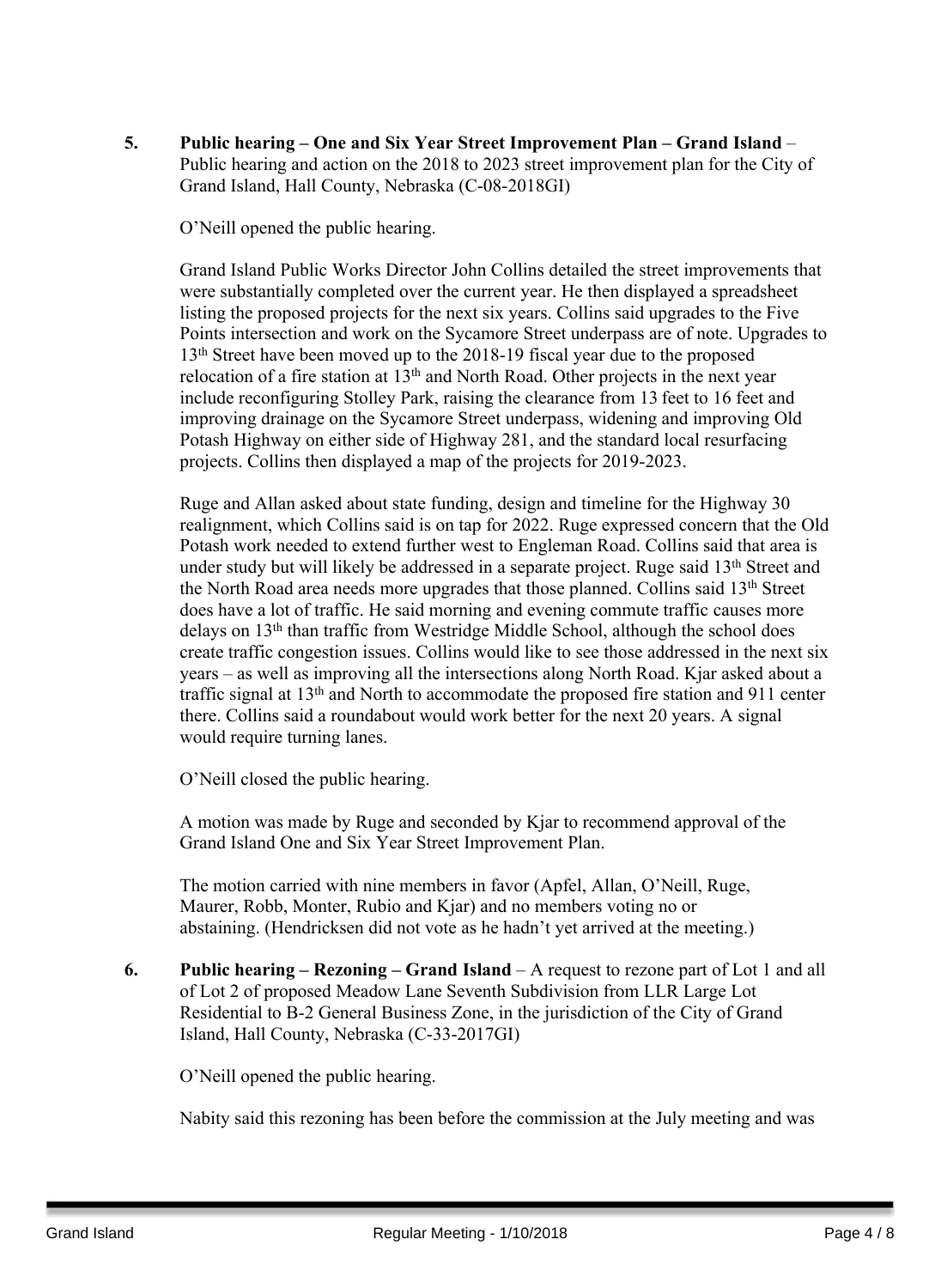**5. Public hearing – One and Six Year Street Improvement Plan – Grand Island** – Public hearing and action on the 2018 to 2023 street improvement plan for the City of Grand Island, Hall County, Nebraska (C-08-2018GI)

O'Neill opened the public hearing.

Grand Island Public Works Director John Collins detailed the street improvements that were substantially completed over the current year. He then displayed a spreadsheet listing the proposed projects for the next six years. Collins said upgrades to the Five Points intersection and work on the Sycamore Street underpass are of note. Upgrades to 13th Street have been moved up to the 2018-19 fiscal year due to the proposed relocation of a fire station at 13th and North Road. Other projects in the next year include reconfiguring Stolley Park, raising the clearance from 13 feet to 16 feet and improving drainage on the Sycamore Street underpass, widening and improving Old Potash Highway on either side of Highway 281, and the standard local resurfacing projects. Collins then displayed a map of the projects for 2019-2023.

Ruge and Allan asked about state funding, design and timeline for the Highway 30 realignment, which Collins said is on tap for 2022. Ruge expressed concern that the Old Potash work needed to extend further west to Engleman Road. Collins said that area is under study but will likely be addressed in a separate project. Ruge said 13th Street and the North Road area needs more upgrades that those planned. Collins said 13th Street does have a lot of traffic. He said morning and evening commute traffic causes more delays on 13th than traffic from Westridge Middle School, although the school does create traffic congestion issues. Collins would like to see those addressed in the next six years – as well as improving all the intersections along North Road. Kjar asked about a traffic signal at 13th and North to accommodate the proposed fire station and 911 center there. Collins said a roundabout would work better for the next 20 years. A signal would require turning lanes.

O'Neill closed the public hearing.

A motion was made by Ruge and seconded by Kjar to recommend approval of the Grand Island One and Six Year Street Improvement Plan.

The motion carried with nine members in favor (Apfel, Allan, O'Neill, Ruge, Maurer, Robb, Monter, Rubio and Kjar) and no members voting no or abstaining. (Hendricksen did not vote as he hadn't yet arrived at the meeting.)

**6. Public hearing – Rezoning – Grand Island** – A request to rezone part of Lot 1 and all of Lot 2 of proposed Meadow Lane Seventh Subdivision from LLR Large Lot Residential to B-2 General Business Zone, in the jurisdiction of the City of Grand Island, Hall County, Nebraska (C-33-2017GI)

O'Neill opened the public hearing.

Nabity said this rezoning has been before the commission at the July meeting and was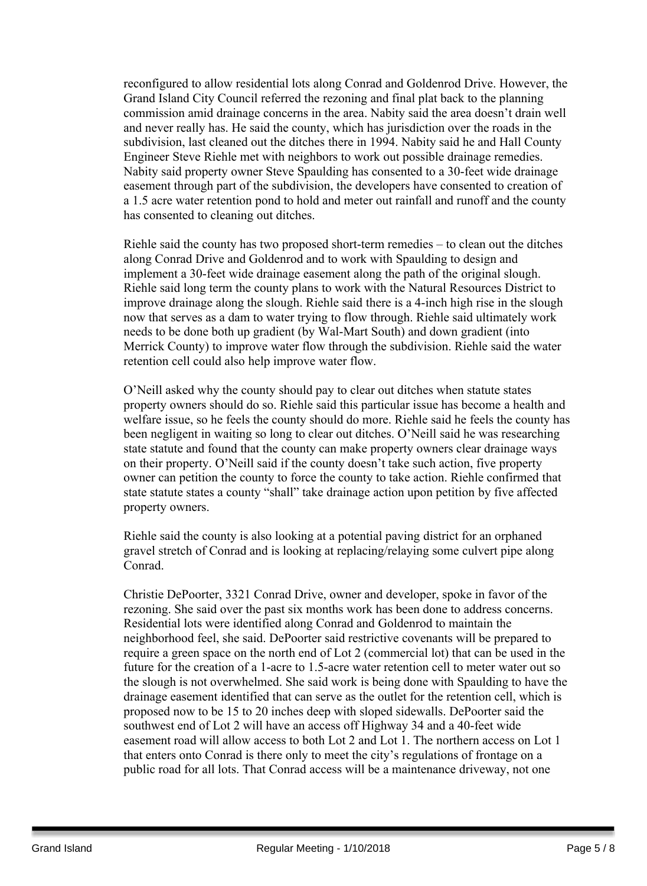reconfigured to allow residential lots along Conrad and Goldenrod Drive. However, the Grand Island City Council referred the rezoning and final plat back to the planning commission amid drainage concerns in the area. Nabity said the area doesn't drain well and never really has. He said the county, which has jurisdiction over the roads in the subdivision, last cleaned out the ditches there in 1994. Nabity said he and Hall County Engineer Steve Riehle met with neighbors to work out possible drainage remedies. Nabity said property owner Steve Spaulding has consented to a 30-feet wide drainage easement through part of the subdivision, the developers have consented to creation of a 1.5 acre water retention pond to hold and meter out rainfall and runoff and the county has consented to cleaning out ditches.

Riehle said the county has two proposed short-term remedies – to clean out the ditches along Conrad Drive and Goldenrod and to work with Spaulding to design and implement a 30-feet wide drainage easement along the path of the original slough. Riehle said long term the county plans to work with the Natural Resources District to improve drainage along the slough. Riehle said there is a 4-inch high rise in the slough now that serves as a dam to water trying to flow through. Riehle said ultimately work needs to be done both up gradient (by Wal-Mart South) and down gradient (into Merrick County) to improve water flow through the subdivision. Riehle said the water retention cell could also help improve water flow.

O'Neill asked why the county should pay to clear out ditches when statute states property owners should do so. Riehle said this particular issue has become a health and welfare issue, so he feels the county should do more. Riehle said he feels the county has been negligent in waiting so long to clear out ditches. O'Neill said he was researching state statute and found that the county can make property owners clear drainage ways on their property. O'Neill said if the county doesn't take such action, five property owner can petition the county to force the county to take action. Riehle confirmed that state statute states a county "shall" take drainage action upon petition by five affected property owners.

Riehle said the county is also looking at a potential paving district for an orphaned gravel stretch of Conrad and is looking at replacing/relaying some culvert pipe along Conrad.

Christie DePoorter, 3321 Conrad Drive, owner and developer, spoke in favor of the rezoning. She said over the past six months work has been done to address concerns. Residential lots were identified along Conrad and Goldenrod to maintain the neighborhood feel, she said. DePoorter said restrictive covenants will be prepared to require a green space on the north end of Lot 2 (commercial lot) that can be used in the future for the creation of a 1-acre to 1.5-acre water retention cell to meter water out so the slough is not overwhelmed. She said work is being done with Spaulding to have the drainage easement identified that can serve as the outlet for the retention cell, which is proposed now to be 15 to 20 inches deep with sloped sidewalls. DePoorter said the southwest end of Lot 2 will have an access off Highway 34 and a 40-feet wide easement road will allow access to both Lot 2 and Lot 1. The northern access on Lot 1 that enters onto Conrad is there only to meet the city's regulations of frontage on a public road for all lots. That Conrad access will be a maintenance driveway, not one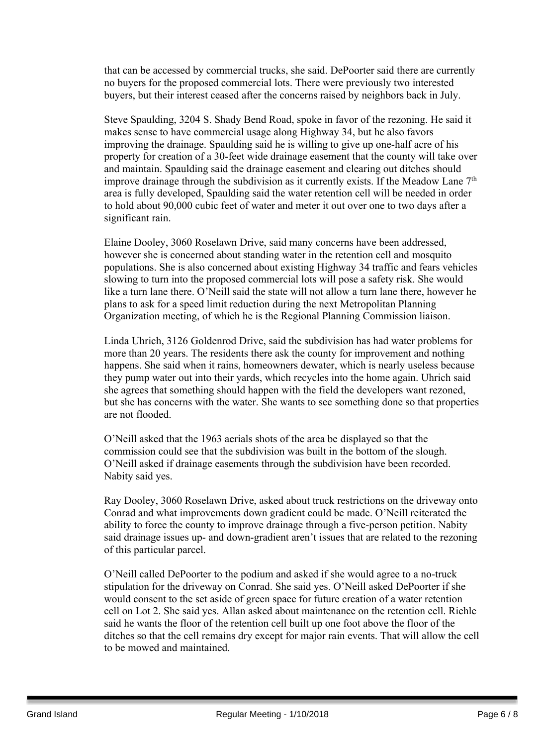that can be accessed by commercial trucks, she said. DePoorter said there are currently no buyers for the proposed commercial lots. There were previously two interested buyers, but their interest ceased after the concerns raised by neighbors back in July.

Steve Spaulding, 3204 S. Shady Bend Road, spoke in favor of the rezoning. He said it makes sense to have commercial usage along Highway 34, but he also favors improving the drainage. Spaulding said he is willing to give up one-half acre of his property for creation of a 30-feet wide drainage easement that the county will take over and maintain. Spaulding said the drainage easement and clearing out ditches should improve drainage through the subdivision as it currently exists. If the Meadow Lane 7th area is fully developed, Spaulding said the water retention cell will be needed in order to hold about 90,000 cubic feet of water and meter it out over one to two days after a significant rain.

Elaine Dooley, 3060 Roselawn Drive, said many concerns have been addressed, however she is concerned about standing water in the retention cell and mosquito populations. She is also concerned about existing Highway 34 traffic and fears vehicles slowing to turn into the proposed commercial lots will pose a safety risk. She would like a turn lane there. O'Neill said the state will not allow a turn lane there, however he plans to ask for a speed limit reduction during the next Metropolitan Planning Organization meeting, of which he is the Regional Planning Commission liaison.

Linda Uhrich, 3126 Goldenrod Drive, said the subdivision has had water problems for more than 20 years. The residents there ask the county for improvement and nothing happens. She said when it rains, homeowners dewater, which is nearly useless because they pump water out into their yards, which recycles into the home again. Uhrich said she agrees that something should happen with the field the developers want rezoned, but she has concerns with the water. She wants to see something done so that properties are not flooded.

O'Neill asked that the 1963 aerials shots of the area be displayed so that the commission could see that the subdivision was built in the bottom of the slough. O'Neill asked if drainage easements through the subdivision have been recorded. Nabity said yes.

Ray Dooley, 3060 Roselawn Drive, asked about truck restrictions on the driveway onto Conrad and what improvements down gradient could be made. O'Neill reiterated the ability to force the county to improve drainage through a five-person petition. Nabity said drainage issues up- and down-gradient aren't issues that are related to the rezoning of this particular parcel.

O'Neill called DePoorter to the podium and asked if she would agree to a no-truck stipulation for the driveway on Conrad. She said yes. O'Neill asked DePoorter if she would consent to the set aside of green space for future creation of a water retention cell on Lot 2. She said yes. Allan asked about maintenance on the retention cell. Riehle said he wants the floor of the retention cell built up one foot above the floor of the ditches so that the cell remains dry except for major rain events. That will allow the cell to be mowed and maintained.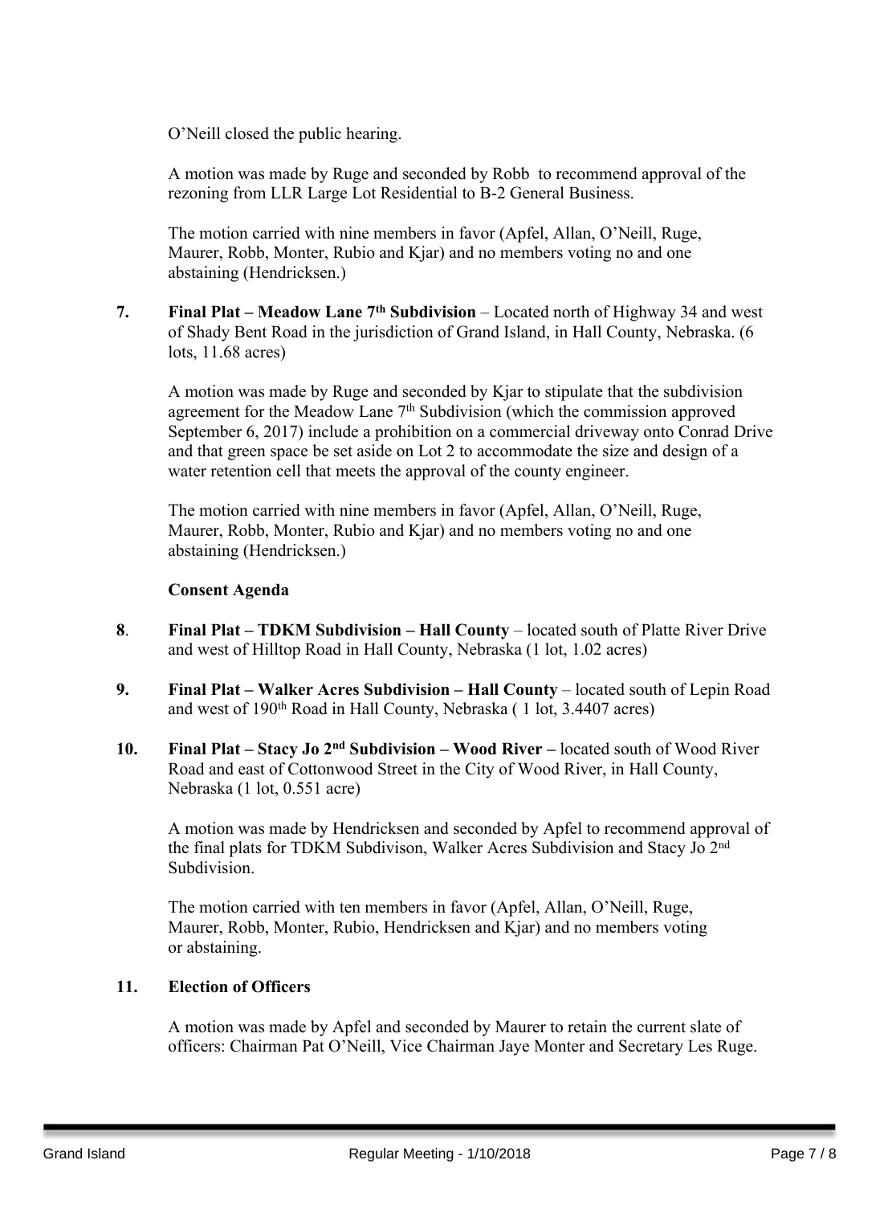O'Neill closed the public hearing.

A motion was made by Ruge and seconded by Robb to recommend approval of the rezoning from LLR Large Lot Residential to B-2 General Business.

The motion carried with nine members in favor (Apfel, Allan, O'Neill, Ruge, Maurer, Robb, Monter, Rubio and Kjar) and no members voting no and one abstaining (Hendricksen.)

**7. Final Plat – Meadow Lane 7th Subdivision** – Located north of Highway 34 and west of Shady Bent Road in the jurisdiction of Grand Island, in Hall County, Nebraska. (6 lots, 11.68 acres)

A motion was made by Ruge and seconded by Kjar to stipulate that the subdivision agreement for the Meadow Lane 7th Subdivision (which the commission approved September 6, 2017) include a prohibition on a commercial driveway onto Conrad Drive and that green space be set aside on Lot 2 to accommodate the size and design of a water retention cell that meets the approval of the county engineer.

The motion carried with nine members in favor (Apfel, Allan, O'Neill, Ruge, Maurer, Robb, Monter, Rubio and Kjar) and no members voting no and one abstaining (Hendricksen.)

**Consent Agenda**

**8. Final Plat – TDKM Subdivision – Hall County** – located south of Platte River Drive and west of Hilltop Road in Hall County, Nebraska (1 lot, 1.02 acres)

**9. Final Plat – Walker Acres Subdivision – Hall County** – located south of Lepin Road and west of 190th Road in Hall County, Nebraska ( 1 lot, 3.4407 acres)

**10. Final Plat – Stacy Jo 2nd Subdivision – Wood River –** located south of Wood River Road and east of Cottonwood Street in the City of Wood River, in Hall County, Nebraska (1 lot, 0.551 acre)

A motion was made by Hendricksen and seconded by Apfel to recommend approval of the final plats for TDKM Subdivison, Walker Acres Subdivision and Stacy Jo 2nd Subdivision.

The motion carried with ten members in favor (Apfel, Allan, O'Neill, Ruge, Maurer, Robb, Monter, Rubio, Hendricksen and Kjar) and no members voting or abstaining.

**11. Election of Officers**

A motion was made by Apfel and seconded by Maurer to retain the current slate of officers: Chairman Pat O'Neill, Vice Chairman Jaye Monter and Secretary Les Ruge.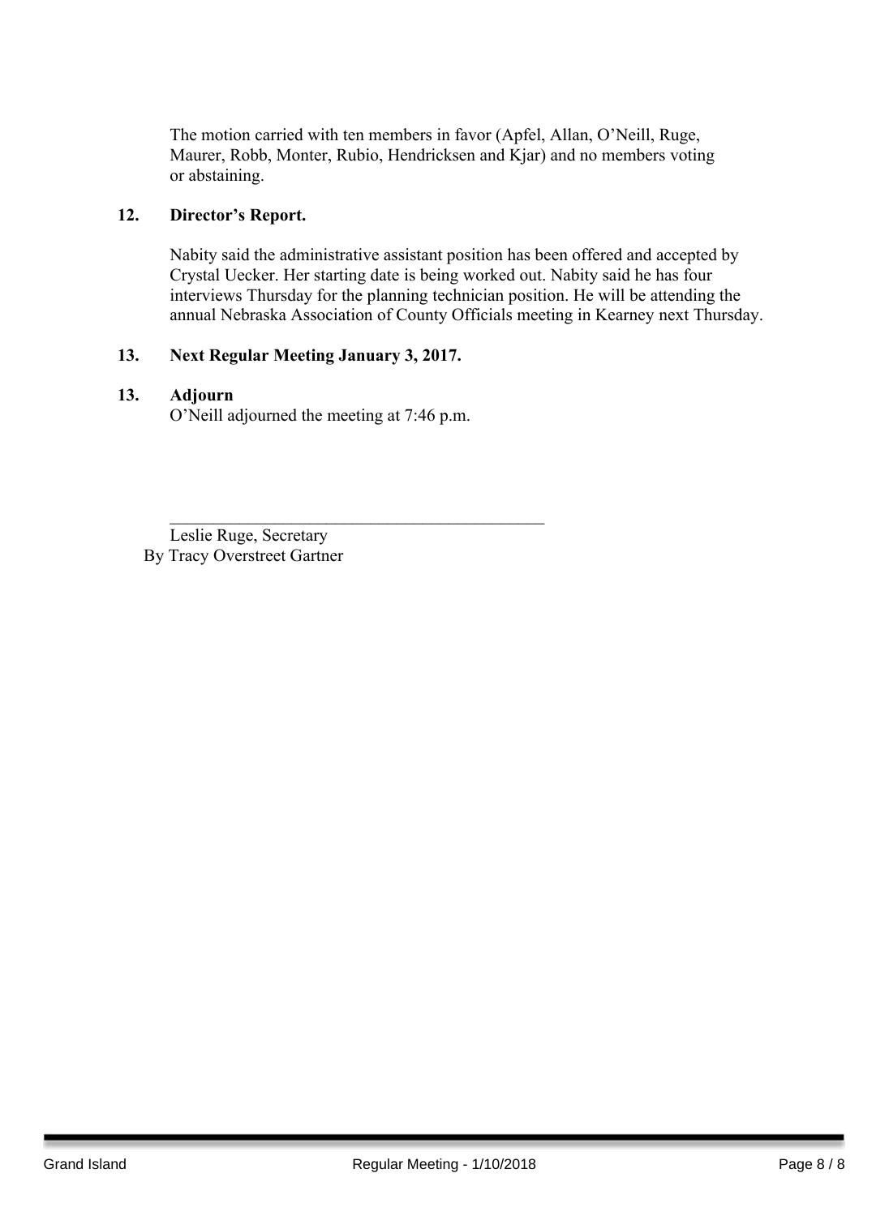The motion carried with ten members in favor (Apfel, Allan, O'Neill, Ruge, Maurer, Robb, Monter, Rubio, Hendricksen and Kjar) and no members voting or abstaining.

**12. Director's Report.**

Nabity said the administrative assistant position has been offered and accepted by Crystal Uecker. Her starting date is being worked out. Nabity said he has four interviews Thursday for the planning technician position. He will be attending the annual Nebraska Association of County Officials meeting in Kearney next Thursday.

**13. Next Regular Meeting January 3, 2017.**

**13. Adjourn**

O'Neill adjourned the meeting at 7:46 p.m.

___________________________________________

Leslie Ruge, Secretary
By Tracy Overstreet Gartner